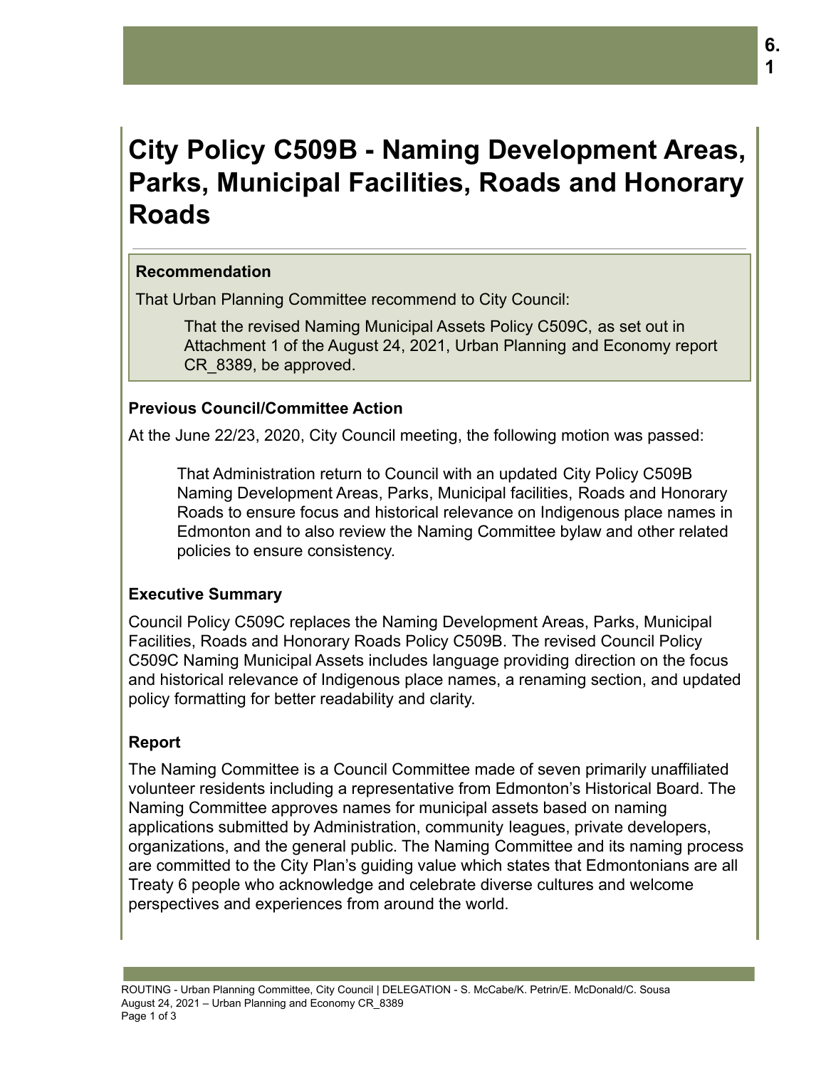# City Policy C509B - Naming Development Areas, Parks, Municipal Facilities, Roads and Honorary Roads

**Recommendation**

That Urban Planning Committee recommend to City Council:

> That the revised Naming Municipal Assets Policy C509C, as set out in Attachment 1 of the August 24, 2021, Urban Planning and Economy report CR_8389, be approved.

### Previous Council/Committee Action

At the June 22/23, 2020, City Council meeting, the following motion was passed:

> That Administration return to Council with an updated City Policy C509B Naming Development Areas, Parks, Municipal facilities, Roads and Honorary Roads to ensure focus and historical relevance on Indigenous place names in Edmonton and to also review the Naming Committee bylaw and other related policies to ensure consistency.

### Executive Summary

Council Policy C509C replaces the Naming Development Areas, Parks, Municipal Facilities, Roads and Honorary Roads Policy C509B. The revised Council Policy C509C Naming Municipal Assets includes language providing direction on the focus and historical relevance of Indigenous place names, a renaming section, and updated policy formatting for better readability and clarity.

### Report

The Naming Committee is a Council Committee made of seven primarily unaffiliated volunteer residents including a representative from Edmonton's Historical Board. The Naming Committee approves names for municipal assets based on naming applications submitted by Administration, community leagues, private developers, organizations, and the general public. The Naming Committee and its naming process are committed to the City Plan's guiding value which states that Edmontonians are all Treaty 6 people who acknowledge and celebrate diverse cultures and welcome perspectives and experiences from around the world.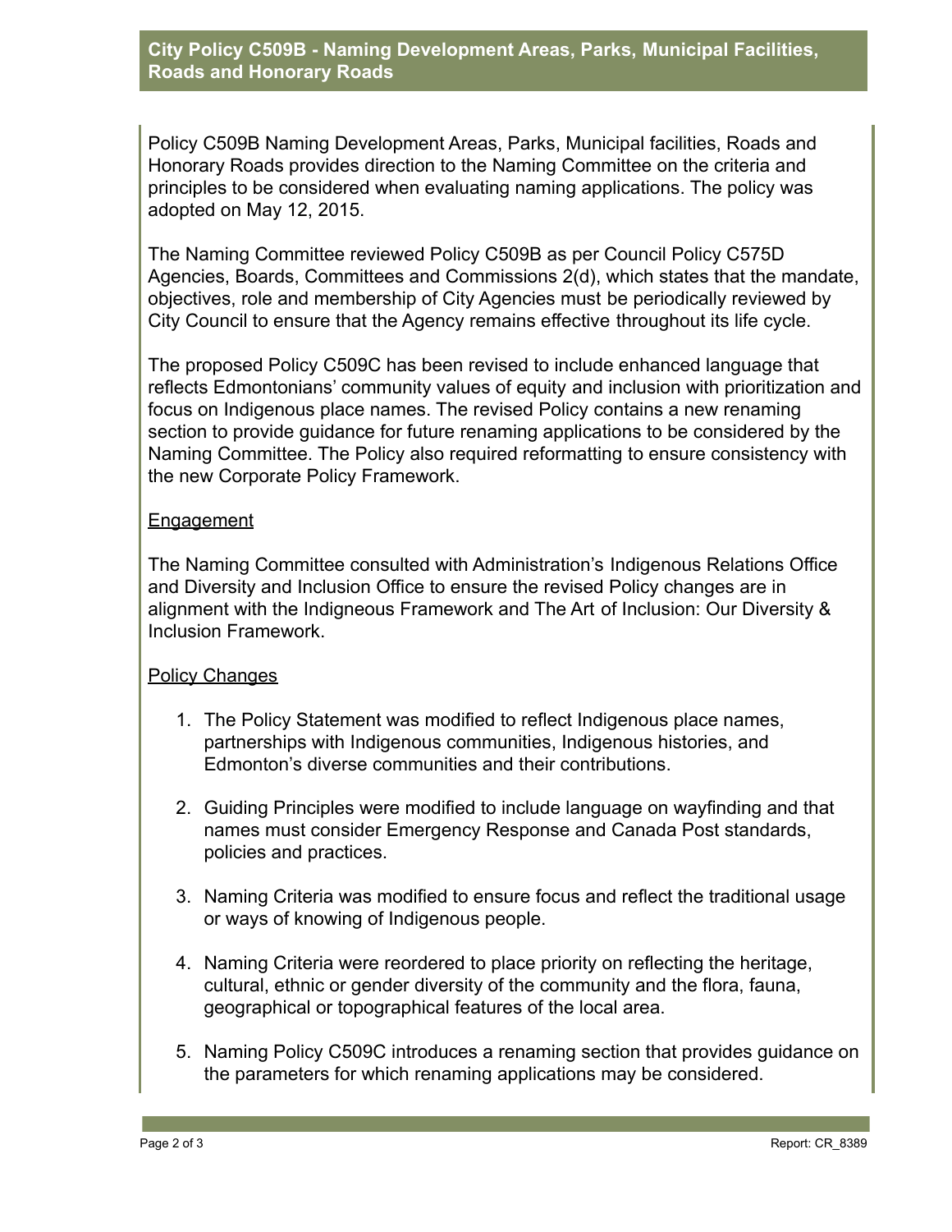## City Policy C509B - Naming Development Areas, Parks, Municipal Facilities, Roads and Honorary Roads

Policy C509B Naming Development Areas, Parks, Municipal facilities, Roads and Honorary Roads provides direction to the Naming Committee on the criteria and principles to be considered when evaluating naming applications. The policy was adopted on May 12, 2015.

The Naming Committee reviewed Policy C509B as per Council Policy C575D Agencies, Boards, Committees and Commissions 2(d), which states that the mandate, objectives, role and membership of City Agencies must be periodically reviewed by City Council to ensure that the Agency remains effective throughout its life cycle.

The proposed Policy C509C has been revised to include enhanced language that reflects Edmontonians' community values of equity and inclusion with prioritization and focus on Indigenous place names. The revised Policy contains a new renaming section to provide guidance for future renaming applications to be considered by the Naming Committee. The Policy also required reformatting to ensure consistency with the new Corporate Policy Framework.

### Engagement

The Naming Committee consulted with Administration's Indigenous Relations Office and Diversity and Inclusion Office to ensure the revised Policy changes are in alignment with the Indigneous Framework and The Art of Inclusion: Our Diversity & Inclusion Framework.

### Policy Changes

1. The Policy Statement was modified to reflect Indigenous place names, partnerships with Indigenous communities, Indigenous histories, and Edmonton's diverse communities and their contributions.

2. Guiding Principles were modified to include language on wayfinding and that names must consider Emergency Response and Canada Post standards, policies and practices.

3. Naming Criteria was modified to ensure focus and reflect the traditional usage or ways of knowing of Indigenous people.

4. Naming Criteria were reordered to place priority on reflecting the heritage, cultural, ethnic or gender diversity of the community and the flora, fauna, geographical or topographical features of the local area.

5. Naming Policy C509C introduces a renaming section that provides guidance on the parameters for which renaming applications may be considered.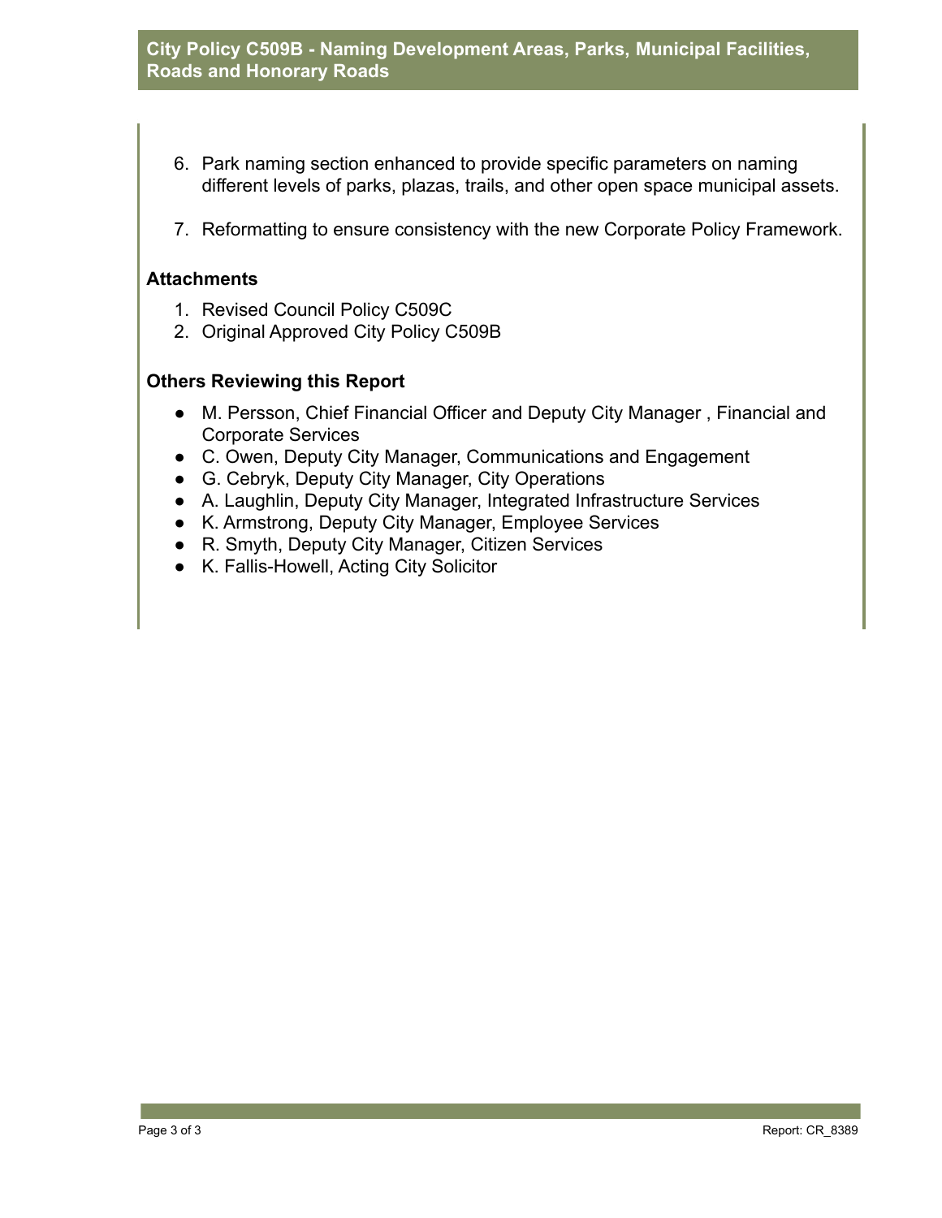6. Park naming section enhanced to provide specific parameters on naming different levels of parks, plazas, trails, and other open space municipal assets.

7. Reformatting to ensure consistency with the new Corporate Policy Framework.

## Attachments

1. Revised Council Policy C509C
2. Original Approved City Policy C509B

## Others Reviewing this Report

- M. Persson, Chief Financial Officer and Deputy City Manager , Financial and Corporate Services
- C. Owen, Deputy City Manager, Communications and Engagement
- G. Cebryk, Deputy City Manager, City Operations
- A. Laughlin, Deputy City Manager, Integrated Infrastructure Services
- K. Armstrong, Deputy City Manager, Employee Services
- R. Smyth, Deputy City Manager, Citizen Services
- K. Fallis-Howell, Acting City Solicitor